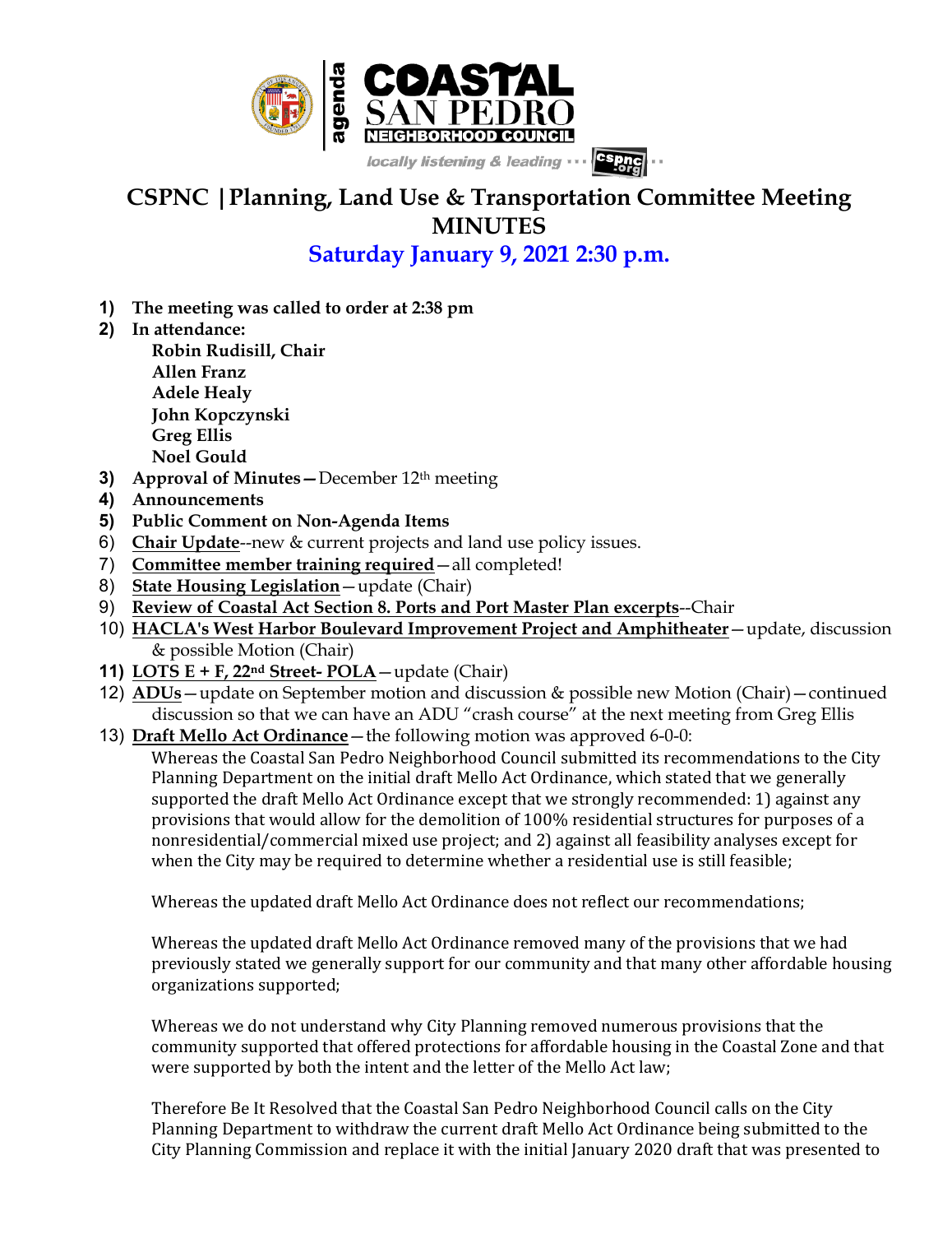# CSPNC | Planning, Land Use & Transportation Committee Meeting MINUTES

## Saturday January 9, 2021 2:30 p.m.

1) **The meeting was called to order at 2:38 pm**
2) **In attendance:**
   **Robin Rudisill, Chair**
   **Allen Franz**
   **Adele Healy**
   **John Kopczynski**
   **Greg Ellis**
   **Noel Gould**
3) **Approval of Minutes**—December 12th meeting
4) **Announcements**
5) **Public Comment on Non-Agenda Items**
6) **Chair Update**--new & current projects and land use policy issues.
7) **Committee member training required**—all completed!
8) **State Housing Legislation**—update (Chair)
9) **Review of Coastal Act Section 8. Ports and Port Master Plan excerpts**--Chair
10) **HACLA's West Harbor Boulevard Improvement Project and Amphitheater**—update, discussion & possible Motion (Chair)
11) **LOTS E + F, 22nd Street- POLA**—update (Chair)
12) **ADUs**—update on September motion and discussion & possible new Motion (Chair)—continued discussion so that we can have an ADU "crash course" at the next meeting from Greg Ellis
13) **Draft Mello Act Ordinance**—the following motion was approved 6-0-0:

    Whereas the Coastal San Pedro Neighborhood Council submitted its recommendations to the City Planning Department on the initial draft Mello Act Ordinance, which stated that we generally supported the draft Mello Act Ordinance except that we strongly recommended: 1) against any provisions that would allow for the demolition of 100% residential structures for purposes of a nonresidential/commercial mixed use project; and 2) against all feasibility analyses except for when the City may be required to determine whether a residential use is still feasible;

    Whereas the updated draft Mello Act Ordinance does not reflect our recommendations;

    Whereas the updated draft Mello Act Ordinance removed many of the provisions that we had previously stated we generally support for our community and that many other affordable housing organizations supported;

    Whereas we do not understand why City Planning removed numerous provisions that the community supported that offered protections for affordable housing in the Coastal Zone and that were supported by both the intent and the letter of the Mello Act law;

    Therefore Be It Resolved that the Coastal San Pedro Neighborhood Council calls on the City Planning Department to withdraw the current draft Mello Act Ordinance being submitted to the City Planning Commission and replace it with the initial January 2020 draft that was presented to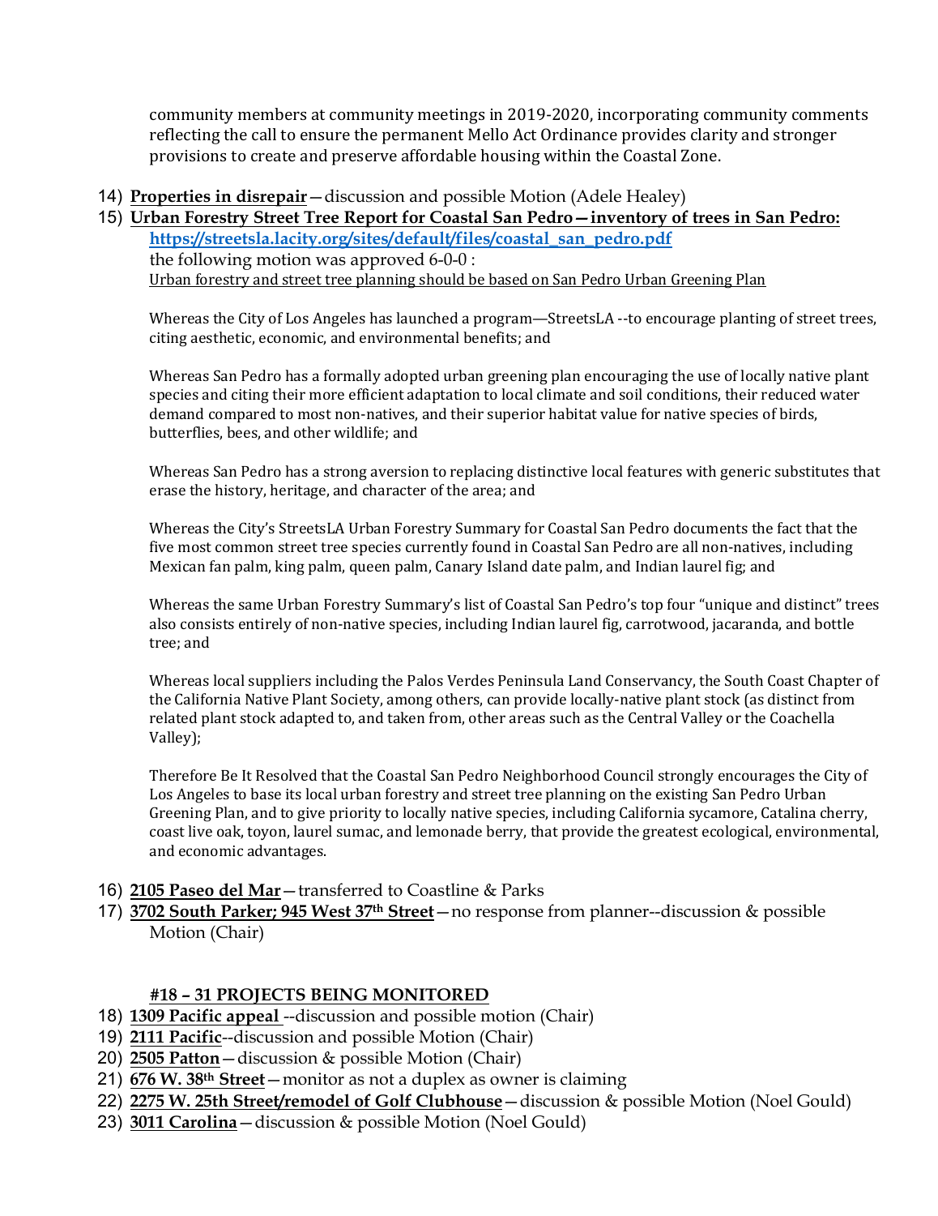community members at community meetings in 2019-2020, incorporating community comments reflecting the call to ensure the permanent Mello Act Ordinance provides clarity and stronger provisions to create and preserve affordable housing within the Coastal Zone.

14) **Properties in disrepair**—discussion and possible Motion (Adele Healey)
15) **Urban Forestry Street Tree Report for Coastal San Pedro—inventory of trees in San Pedro:** **https://streetsla.lacity.org/sites/default/files/coastal_san_pedro.pdf**
    the following motion was approved 6-0-0 :
    Urban forestry and street tree planning should be based on San Pedro Urban Greening Plan

    Whereas the City of Los Angeles has launched a program—StreetsLA --to encourage planting of street trees, citing aesthetic, economic, and environmental benefits; and

    Whereas San Pedro has a formally adopted urban greening plan encouraging the use of locally native plant species and citing their more efficient adaptation to local climate and soil conditions, their reduced water demand compared to most non-natives, and their superior habitat value for native species of birds, butterflies, bees, and other wildlife; and

    Whereas San Pedro has a strong aversion to replacing distinctive local features with generic substitutes that erase the history, heritage, and character of the area; and

    Whereas the City's StreetsLA Urban Forestry Summary for Coastal San Pedro documents the fact that the five most common street tree species currently found in Coastal San Pedro are all non-natives, including Mexican fan palm, king palm, queen palm, Canary Island date palm, and Indian laurel fig; and

    Whereas the same Urban Forestry Summary's list of Coastal San Pedro's top four "unique and distinct" trees also consists entirely of non-native species, including Indian laurel fig, carrotwood, jacaranda, and bottle tree; and

    Whereas local suppliers including the Palos Verdes Peninsula Land Conservancy, the South Coast Chapter of the California Native Plant Society, among others, can provide locally-native plant stock (as distinct from related plant stock adapted to, and taken from, other areas such as the Central Valley or the Coachella Valley);

    Therefore Be It Resolved that the Coastal San Pedro Neighborhood Council strongly encourages the City of Los Angeles to base its local urban forestry and street tree planning on the existing San Pedro Urban Greening Plan, and to give priority to locally native species, including California sycamore, Catalina cherry, coast live oak, toyon, laurel sumac, and lemonade berry, that provide the greatest ecological, environmental, and economic advantages.

16) **2105 Paseo del Mar**—transferred to Coastline & Parks
17) **3702 South Parker; 945 West 37th Street**—no response from planner--discussion & possible Motion (Chair)

**#18 – 31 PROJECTS BEING MONITORED**

18) **1309 Pacific appeal** --discussion and possible motion (Chair)
19) **2111 Pacific**--discussion and possible Motion (Chair)
20) **2505 Patton**—discussion & possible Motion (Chair)
21) **676 W. 38th Street**—monitor as not a duplex as owner is claiming
22) **2275 W. 25th Street/remodel of Golf Clubhouse**—discussion & possible Motion (Noel Gould)
23) **3011 Carolina**—discussion & possible Motion (Noel Gould)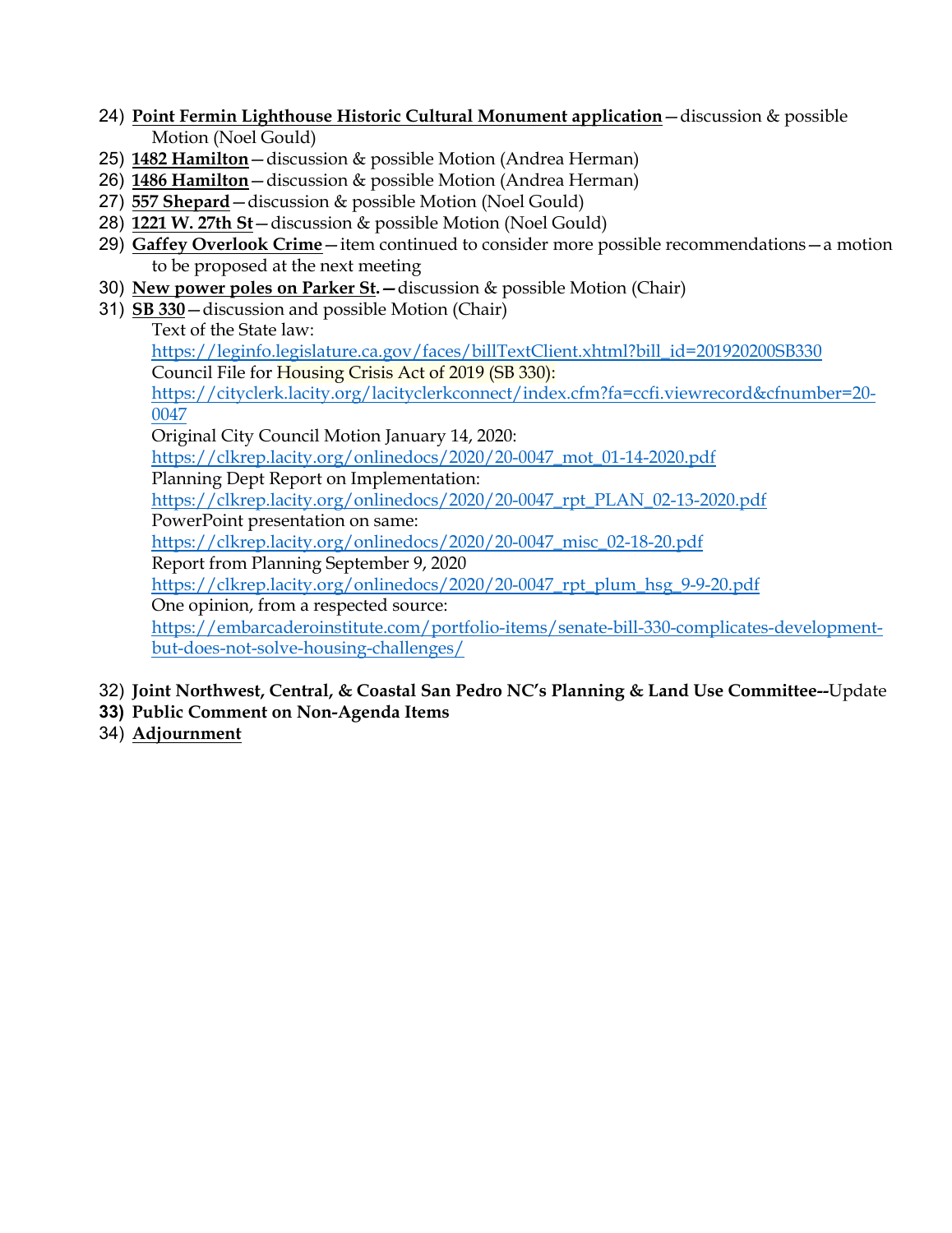24) **Point Fermin Lighthouse Historic Cultural Monument application**—discussion & possible Motion (Noel Gould)
25) **1482 Hamilton**—discussion & possible Motion (Andrea Herman)
26) **1486 Hamilton**—discussion & possible Motion (Andrea Herman)
27) **557 Shepard**—discussion & possible Motion (Noel Gould)
28) **1221 W. 27th St**—discussion & possible Motion (Noel Gould)
29) **Gaffey Overlook Crime**—item continued to consider more possible recommendations—a motion to be proposed at the next meeting
30) **New power poles on Parker St.—**discussion & possible Motion (Chair)
31) **SB 330**—discussion and possible Motion (Chair)
    Text of the State law:
    https://leginfo.legislature.ca.gov/faces/billTextClient.xhtml?bill_id=201920200SB330
    Council File for Housing Crisis Act of 2019 (SB 330):
    https://cityclerk.lacity.org/lacityclerkconnect/index.cfm?fa=ccfi.viewrecord&cfnumber=20-0047
    Original City Council Motion January 14, 2020:
    https://clkrep.lacity.org/onlinedocs/2020/20-0047_mot_01-14-2020.pdf
    Planning Dept Report on Implementation:
    https://clkrep.lacity.org/onlinedocs/2020/20-0047_rpt_PLAN_02-13-2020.pdf
    PowerPoint presentation on same:
    https://clkrep.lacity.org/onlinedocs/2020/20-0047_misc_02-18-20.pdf
    Report from Planning September 9, 2020
    https://clkrep.lacity.org/onlinedocs/2020/20-0047_rpt_plum_hsg_9-9-20.pdf
    One opinion, from a respected source:
    https://embarcaderoinstitute.com/portfolio-items/senate-bill-330-complicates-development-but-does-not-solve-housing-challenges/

32) **Joint Northwest, Central, & Coastal San Pedro NC's Planning & Land Use Committee--**Update
33) **Public Comment on Non-Agenda Items**
34) **Adjournment**